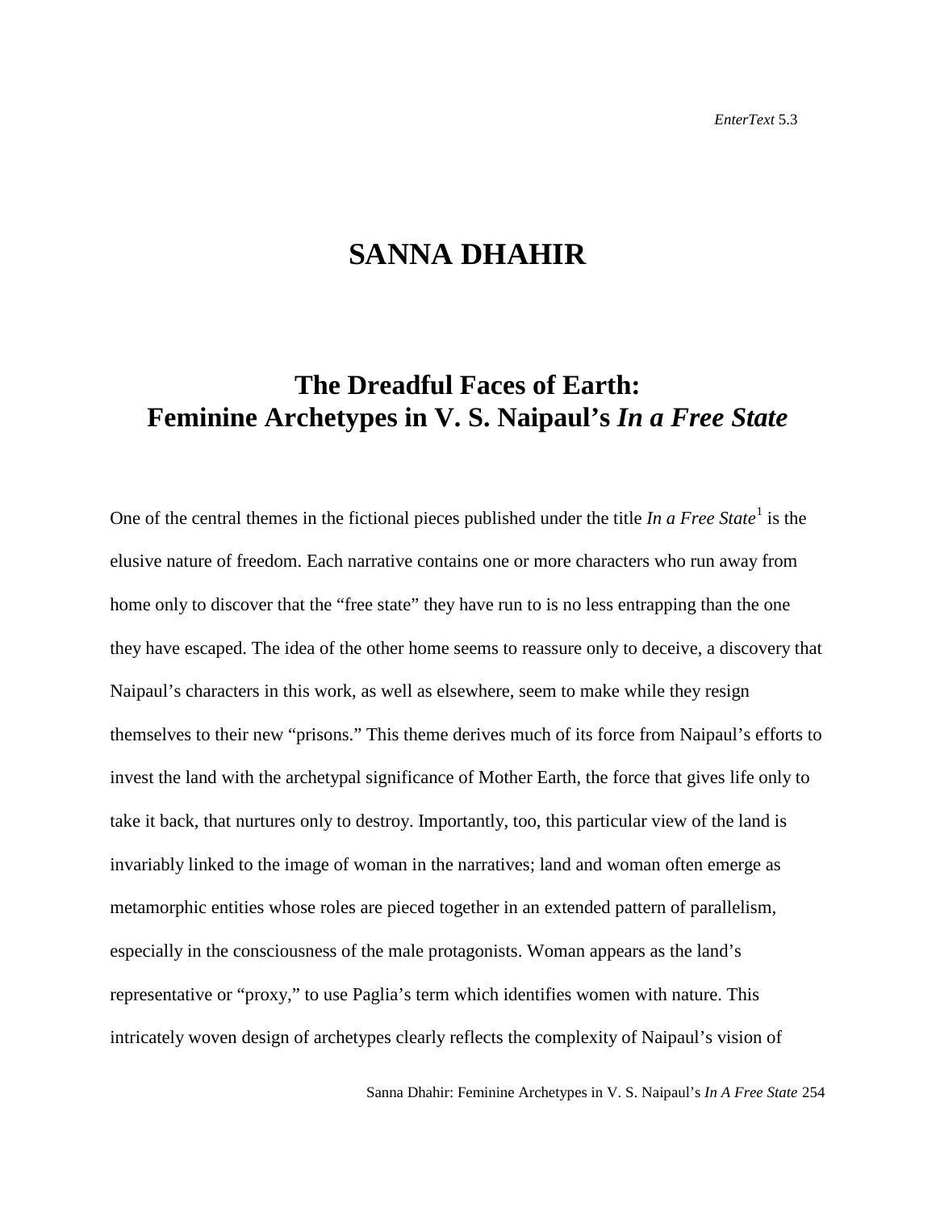# SANNA DHAHIR

## The Dreadful Faces of Earth: Feminine Archetypes in V. S. Naipaul's *In a Free State*

One of the central themes in the fictional pieces published under the title *In a Free State*[1] is the elusive nature of freedom. Each narrative contains one or more characters who run away from home only to discover that the "free state" they have run to is no less entrapping than the one they have escaped. The idea of the other home seems to reassure only to deceive, a discovery that Naipaul's characters in this work, as well as elsewhere, seem to make while they resign themselves to their new "prisons." This theme derives much of its force from Naipaul's efforts to invest the land with the archetypal significance of Mother Earth, the force that gives life only to take it back, that nurtures only to destroy. Importantly, too, this particular view of the land is invariably linked to the image of woman in the narratives; land and woman often emerge as metamorphic entities whose roles are pieced together in an extended pattern of parallelism, especially in the consciousness of the male protagonists. Woman appears as the land's representative or "proxy," to use Paglia's term which identifies women with nature. This intricately woven design of archetypes clearly reflects the complexity of Naipaul's vision of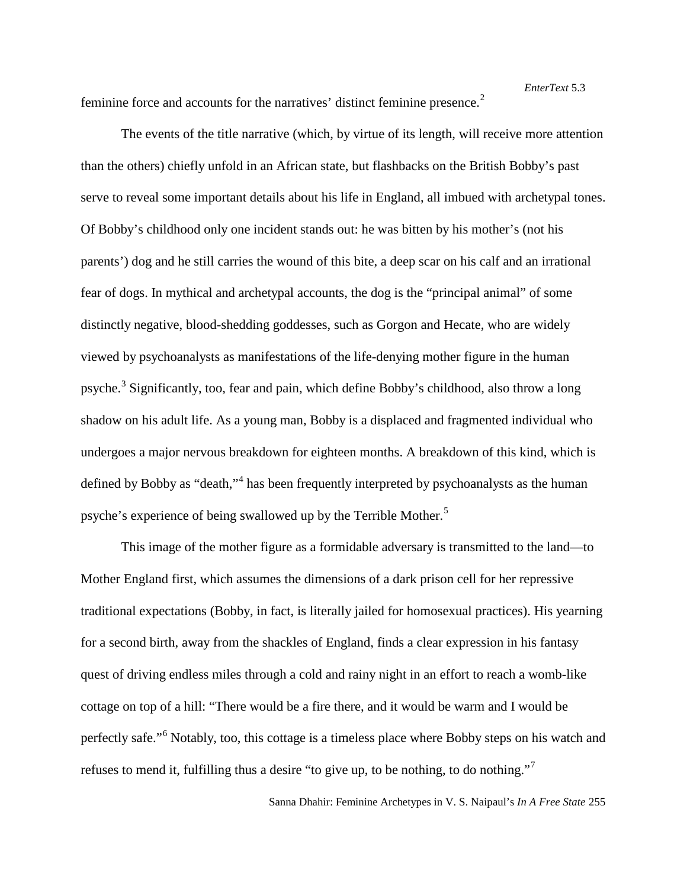feminine force and accounts for the narratives' distinct feminine presence.[2]

The events of the title narrative (which, by virtue of its length, will receive more attention than the others) chiefly unfold in an African state, but flashbacks on the British Bobby's past serve to reveal some important details about his life in England, all imbued with archetypal tones. Of Bobby's childhood only one incident stands out: he was bitten by his mother's (not his parents') dog and he still carries the wound of this bite, a deep scar on his calf and an irrational fear of dogs. In mythical and archetypal accounts, the dog is the "principal animal" of some distinctly negative, blood-shedding goddesses, such as Gorgon and Hecate, who are widely viewed by psychoanalysts as manifestations of the life-denying mother figure in the human psyche.[3] Significantly, too, fear and pain, which define Bobby's childhood, also throw a long shadow on his adult life. As a young man, Bobby is a displaced and fragmented individual who undergoes a major nervous breakdown for eighteen months. A breakdown of this kind, which is defined by Bobby as "death,"[4] has been frequently interpreted by psychoanalysts as the human psyche's experience of being swallowed up by the Terrible Mother.[5]

This image of the mother figure as a formidable adversary is transmitted to the land—to Mother England first, which assumes the dimensions of a dark prison cell for her repressive traditional expectations (Bobby, in fact, is literally jailed for homosexual practices). His yearning for a second birth, away from the shackles of England, finds a clear expression in his fantasy quest of driving endless miles through a cold and rainy night in an effort to reach a womb-like cottage on top of a hill: "There would be a fire there, and it would be warm and I would be perfectly safe."[6] Notably, too, this cottage is a timeless place where Bobby steps on his watch and refuses to mend it, fulfilling thus a desire "to give up, to be nothing, to do nothing."[7]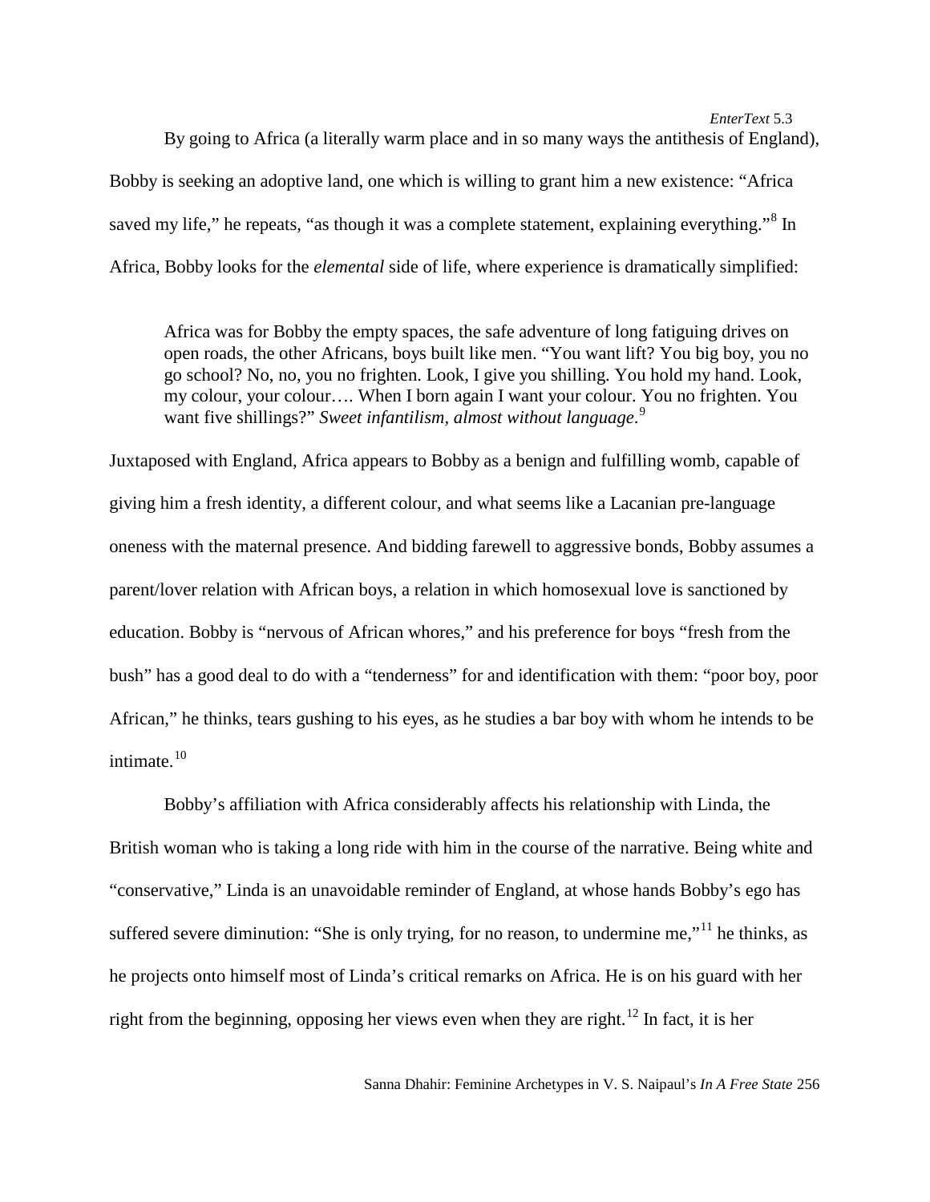By going to Africa (a literally warm place and in so many ways the antithesis of England), Bobby is seeking an adoptive land, one which is willing to grant him a new existence: "Africa saved my life," he repeats, "as though it was a complete statement, explaining everything."[8] In Africa, Bobby looks for the *elemental* side of life, where experience is dramatically simplified:

> Africa was for Bobby the empty spaces, the safe adventure of long fatiguing drives on open roads, the other Africans, boys built like men. "You want lift? You big boy, you no go school? No, no, you no frighten. Look, I give you shilling. You hold my hand. Look, my colour, your colour…. When I born again I want your colour. You no frighten. You want five shillings?" *Sweet infantilism, almost without language*.[9]

Juxtaposed with England, Africa appears to Bobby as a benign and fulfilling womb, capable of giving him a fresh identity, a different colour, and what seems like a Lacanian pre-language oneness with the maternal presence. And bidding farewell to aggressive bonds, Bobby assumes a parent/lover relation with African boys, a relation in which homosexual love is sanctioned by education. Bobby is "nervous of African whores," and his preference for boys "fresh from the bush" has a good deal to do with a "tenderness" for and identification with them: "poor boy, poor African," he thinks, tears gushing to his eyes, as he studies a bar boy with whom he intends to be intimate.[10]

Bobby's affiliation with Africa considerably affects his relationship with Linda, the British woman who is taking a long ride with him in the course of the narrative. Being white and "conservative," Linda is an unavoidable reminder of England, at whose hands Bobby's ego has suffered severe diminution: "She is only trying, for no reason, to undermine me,"[11] he thinks, as he projects onto himself most of Linda's critical remarks on Africa. He is on his guard with her right from the beginning, opposing her views even when they are right.[12] In fact, it is her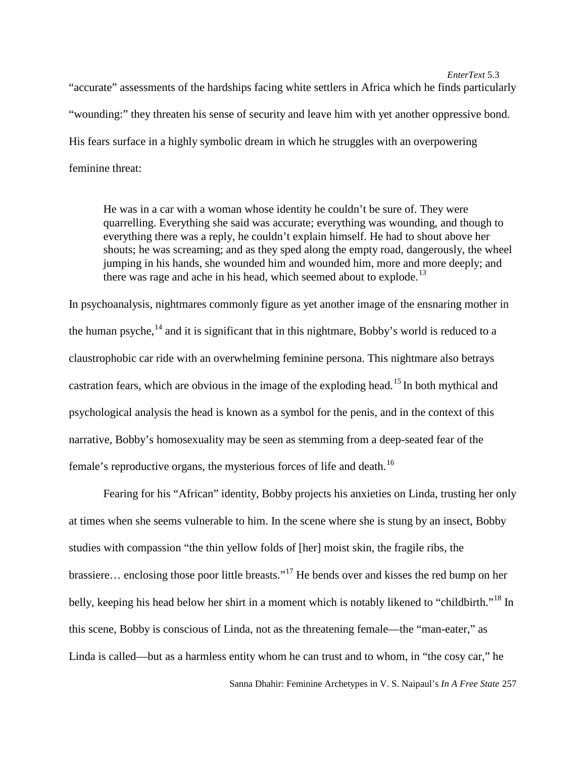"accurate" assessments of the hardships facing white settlers in Africa which he finds particularly "wounding:" they threaten his sense of security and leave him with yet another oppressive bond. His fears surface in a highly symbolic dream in which he struggles with an overpowering feminine threat:

> He was in a car with a woman whose identity he couldn't be sure of. They were quarrelling. Everything she said was accurate; everything was wounding, and though to everything there was a reply, he couldn't explain himself. He had to shout above her shouts; he was screaming; and as they sped along the empty road, dangerously, the wheel jumping in his hands, she wounded him and wounded him, more and more deeply; and there was rage and ache in his head, which seemed about to explode.[13]

In psychoanalysis, nightmares commonly figure as yet another image of the ensnaring mother in the human psyche,[14] and it is significant that in this nightmare, Bobby's world is reduced to a claustrophobic car ride with an overwhelming feminine persona. This nightmare also betrays castration fears, which are obvious in the image of the exploding head.[15] In both mythical and psychological analysis the head is known as a symbol for the penis, and in the context of this narrative, Bobby's homosexuality may be seen as stemming from a deep-seated fear of the female's reproductive organs, the mysterious forces of life and death.[16]

Fearing for his "African" identity, Bobby projects his anxieties on Linda, trusting her only at times when she seems vulnerable to him. In the scene where she is stung by an insect, Bobby studies with compassion "the thin yellow folds of [her] moist skin, the fragile ribs, the brassiere… enclosing those poor little breasts."[17] He bends over and kisses the red bump on her belly, keeping his head below her shirt in a moment which is notably likened to "childbirth."[18] In this scene, Bobby is conscious of Linda, not as the threatening female—the "man-eater," as Linda is called—but as a harmless entity whom he can trust and to whom, in "the cosy car," he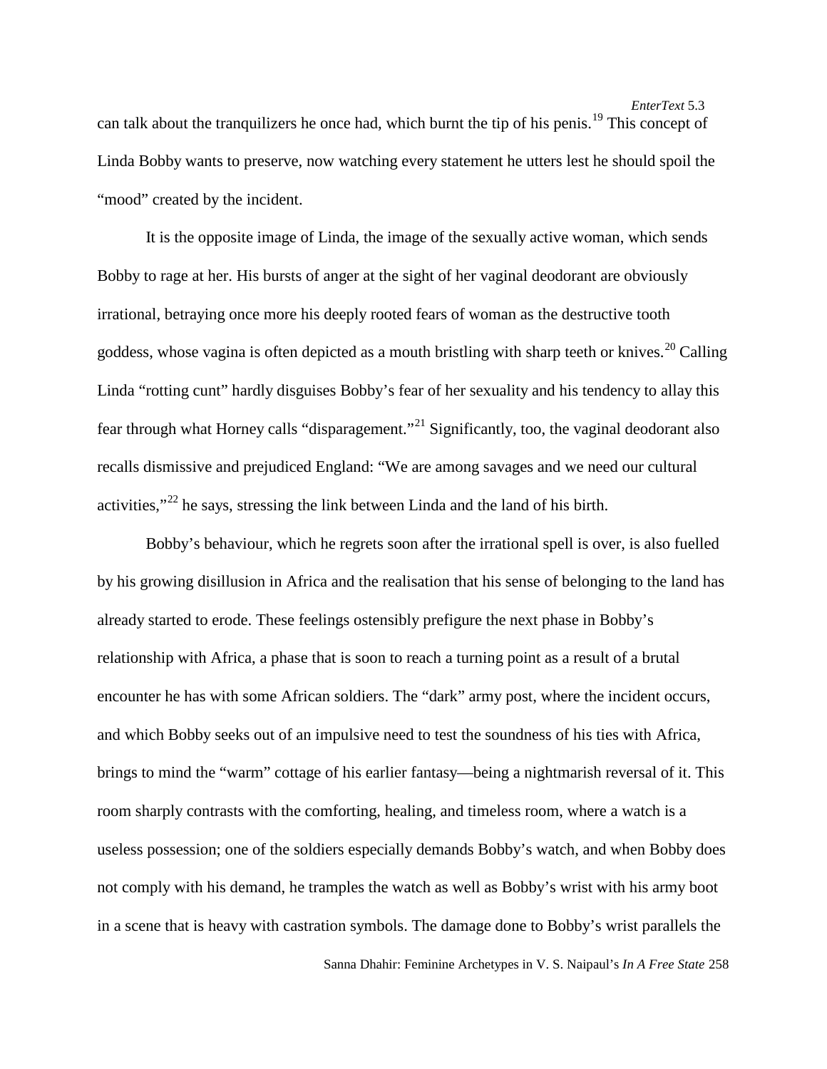can talk about the tranquilizers he once had, which burnt the tip of his penis.[19] This concept of Linda Bobby wants to preserve, now watching every statement he utters lest he should spoil the "mood" created by the incident.

It is the opposite image of Linda, the image of the sexually active woman, which sends Bobby to rage at her. His bursts of anger at the sight of her vaginal deodorant are obviously irrational, betraying once more his deeply rooted fears of woman as the destructive tooth goddess, whose vagina is often depicted as a mouth bristling with sharp teeth or knives.[20] Calling Linda "rotting cunt" hardly disguises Bobby's fear of her sexuality and his tendency to allay this fear through what Horney calls "disparagement."[21] Significantly, too, the vaginal deodorant also recalls dismissive and prejudiced England: "We are among savages and we need our cultural activities,"[22] he says, stressing the link between Linda and the land of his birth.

Bobby's behaviour, which he regrets soon after the irrational spell is over, is also fuelled by his growing disillusion in Africa and the realisation that his sense of belonging to the land has already started to erode. These feelings ostensibly prefigure the next phase in Bobby's relationship with Africa, a phase that is soon to reach a turning point as a result of a brutal encounter he has with some African soldiers. The "dark" army post, where the incident occurs, and which Bobby seeks out of an impulsive need to test the soundness of his ties with Africa, brings to mind the "warm" cottage of his earlier fantasy—being a nightmarish reversal of it. This room sharply contrasts with the comforting, healing, and timeless room, where a watch is a useless possession; one of the soldiers especially demands Bobby's watch, and when Bobby does not comply with his demand, he tramples the watch as well as Bobby's wrist with his army boot in a scene that is heavy with castration symbols. The damage done to Bobby's wrist parallels the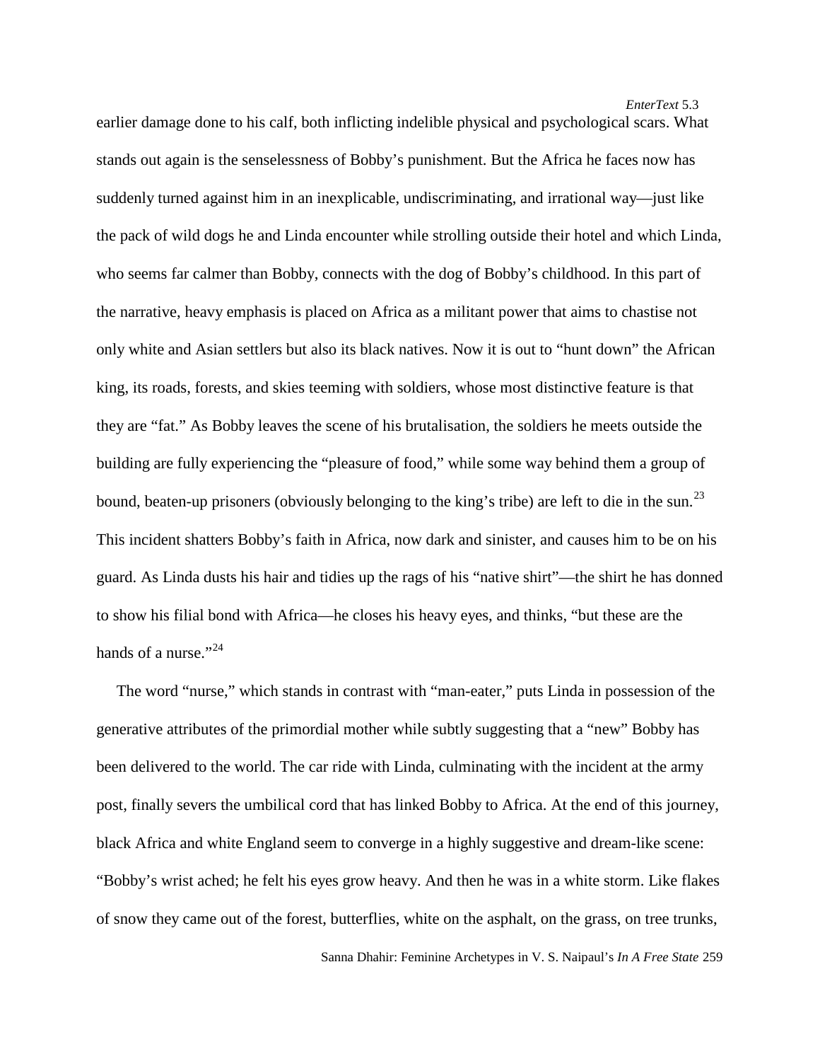earlier damage done to his calf, both inflicting indelible physical and psychological scars. What stands out again is the senselessness of Bobby's punishment. But the Africa he faces now has suddenly turned against him in an inexplicable, undiscriminating, and irrational way—just like the pack of wild dogs he and Linda encounter while strolling outside their hotel and which Linda, who seems far calmer than Bobby, connects with the dog of Bobby's childhood. In this part of the narrative, heavy emphasis is placed on Africa as a militant power that aims to chastise not only white and Asian settlers but also its black natives. Now it is out to "hunt down" the African king, its roads, forests, and skies teeming with soldiers, whose most distinctive feature is that they are "fat." As Bobby leaves the scene of his brutalisation, the soldiers he meets outside the building are fully experiencing the "pleasure of food," while some way behind them a group of bound, beaten-up prisoners (obviously belonging to the king's tribe) are left to die in the sun.[23] This incident shatters Bobby's faith in Africa, now dark and sinister, and causes him to be on his guard. As Linda dusts his hair and tidies up the rags of his "native shirt"—the shirt he has donned to show his filial bond with Africa—he closes his heavy eyes, and thinks, "but these are the hands of a nurse."[24]

The word "nurse," which stands in contrast with "man-eater," puts Linda in possession of the generative attributes of the primordial mother while subtly suggesting that a "new" Bobby has been delivered to the world. The car ride with Linda, culminating with the incident at the army post, finally severs the umbilical cord that has linked Bobby to Africa. At the end of this journey, black Africa and white England seem to converge in a highly suggestive and dream-like scene: "Bobby's wrist ached; he felt his eyes grow heavy. And then he was in a white storm. Like flakes of snow they came out of the forest, butterflies, white on the asphalt, on the grass, on tree trunks,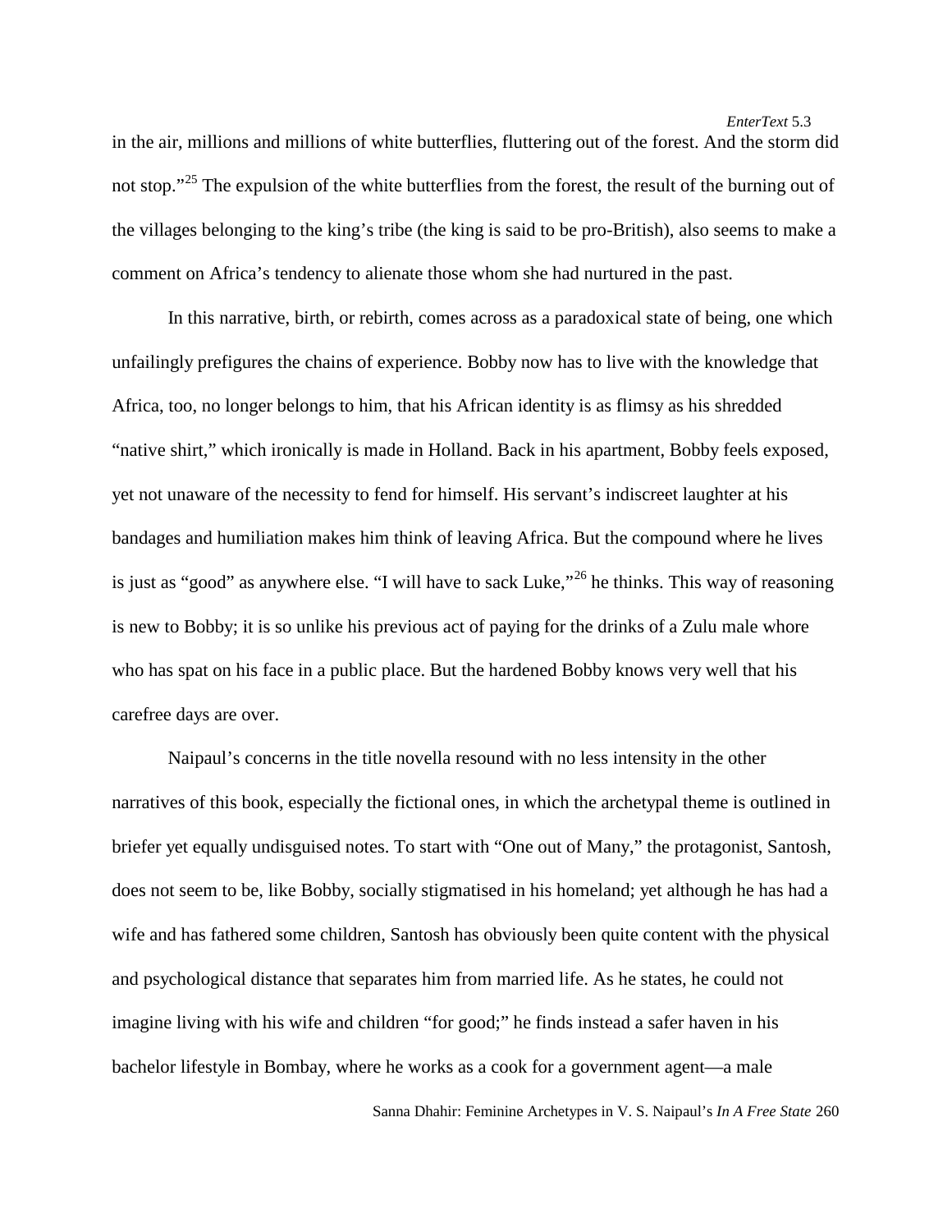in the air, millions and millions of white butterflies, fluttering out of the forest. And the storm did not stop."[25] The expulsion of the white butterflies from the forest, the result of the burning out of the villages belonging to the king's tribe (the king is said to be pro-British), also seems to make a comment on Africa's tendency to alienate those whom she had nurtured in the past.

In this narrative, birth, or rebirth, comes across as a paradoxical state of being, one which unfailingly prefigures the chains of experience. Bobby now has to live with the knowledge that Africa, too, no longer belongs to him, that his African identity is as flimsy as his shredded "native shirt," which ironically is made in Holland. Back in his apartment, Bobby feels exposed, yet not unaware of the necessity to fend for himself. His servant's indiscreet laughter at his bandages and humiliation makes him think of leaving Africa. But the compound where he lives is just as "good" as anywhere else. "I will have to sack Luke,"[26] he thinks. This way of reasoning is new to Bobby; it is so unlike his previous act of paying for the drinks of a Zulu male whore who has spat on his face in a public place. But the hardened Bobby knows very well that his carefree days are over.

Naipaul's concerns in the title novella resound with no less intensity in the other narratives of this book, especially the fictional ones, in which the archetypal theme is outlined in briefer yet equally undisguised notes. To start with "One out of Many," the protagonist, Santosh, does not seem to be, like Bobby, socially stigmatised in his homeland; yet although he has had a wife and has fathered some children, Santosh has obviously been quite content with the physical and psychological distance that separates him from married life. As he states, he could not imagine living with his wife and children "for good;" he finds instead a safer haven in his bachelor lifestyle in Bombay, where he works as a cook for a government agent—a male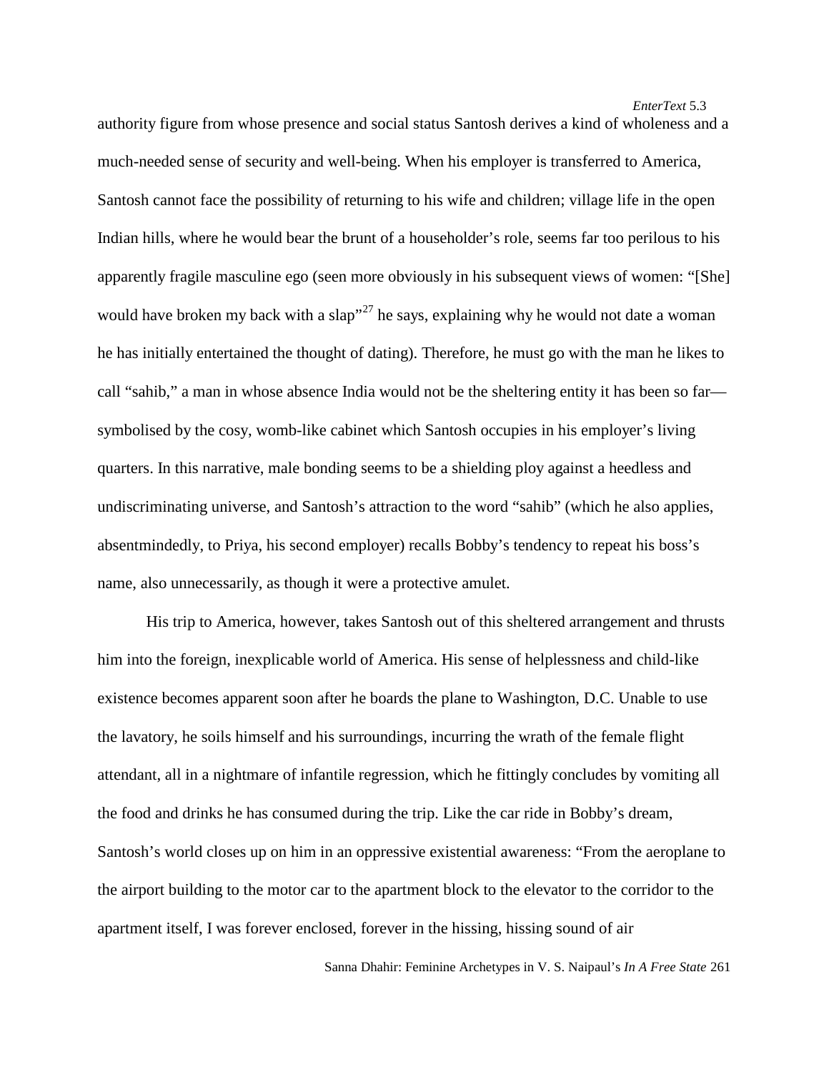authority figure from whose presence and social status Santosh derives a kind of wholeness and a much-needed sense of security and well-being. When his employer is transferred to America, Santosh cannot face the possibility of returning to his wife and children; village life in the open Indian hills, where he would bear the brunt of a householder's role, seems far too perilous to his apparently fragile masculine ego (seen more obviously in his subsequent views of women: "[She] would have broken my back with a slap"[27] he says, explaining why he would not date a woman he has initially entertained the thought of dating). Therefore, he must go with the man he likes to call "sahib," a man in whose absence India would not be the sheltering entity it has been so far—symbolised by the cosy, womb-like cabinet which Santosh occupies in his employer's living quarters. In this narrative, male bonding seems to be a shielding ploy against a heedless and undiscriminating universe, and Santosh's attraction to the word "sahib" (which he also applies, absentmindedly, to Priya, his second employer) recalls Bobby's tendency to repeat his boss's name, also unnecessarily, as though it were a protective amulet.

His trip to America, however, takes Santosh out of this sheltered arrangement and thrusts him into the foreign, inexplicable world of America. His sense of helplessness and child-like existence becomes apparent soon after he boards the plane to Washington, D.C. Unable to use the lavatory, he soils himself and his surroundings, incurring the wrath of the female flight attendant, all in a nightmare of infantile regression, which he fittingly concludes by vomiting all the food and drinks he has consumed during the trip. Like the car ride in Bobby's dream, Santosh's world closes up on him in an oppressive existential awareness: "From the aeroplane to the airport building to the motor car to the apartment block to the elevator to the corridor to the apartment itself, I was forever enclosed, forever in the hissing, hissing sound of air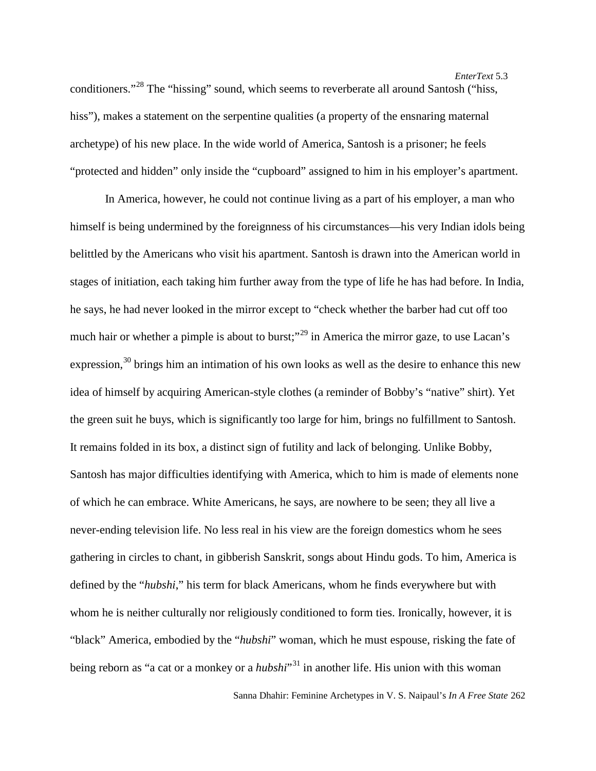conditioners."[28] The "hissing" sound, which seems to reverberate all around Santosh ("hiss, hiss"), makes a statement on the serpentine qualities (a property of the ensnaring maternal archetype) of his new place. In the wide world of America, Santosh is a prisoner; he feels "protected and hidden" only inside the "cupboard" assigned to him in his employer's apartment.

In America, however, he could not continue living as a part of his employer, a man who himself is being undermined by the foreignness of his circumstances—his very Indian idols being belittled by the Americans who visit his apartment. Santosh is drawn into the American world in stages of initiation, each taking him further away from the type of life he has had before. In India, he says, he had never looked in the mirror except to "check whether the barber had cut off too much hair or whether a pimple is about to burst;"[29] in America the mirror gaze, to use Lacan's expression,[30] brings him an intimation of his own looks as well as the desire to enhance this new idea of himself by acquiring American-style clothes (a reminder of Bobby's "native" shirt). Yet the green suit he buys, which is significantly too large for him, brings no fulfillment to Santosh. It remains folded in its box, a distinct sign of futility and lack of belonging. Unlike Bobby, Santosh has major difficulties identifying with America, which to him is made of elements none of which he can embrace. White Americans, he says, are nowhere to be seen; they all live a never-ending television life. No less real in his view are the foreign domestics whom he sees gathering in circles to chant, in gibberish Sanskrit, songs about Hindu gods. To him, America is defined by the "*hubshi*," his term for black Americans, whom he finds everywhere but with whom he is neither culturally nor religiously conditioned to form ties. Ironically, however, it is "black" America, embodied by the "*hubshi*" woman, which he must espouse, risking the fate of being reborn as "a cat or a monkey or a *hubshi*"[31] in another life. His union with this woman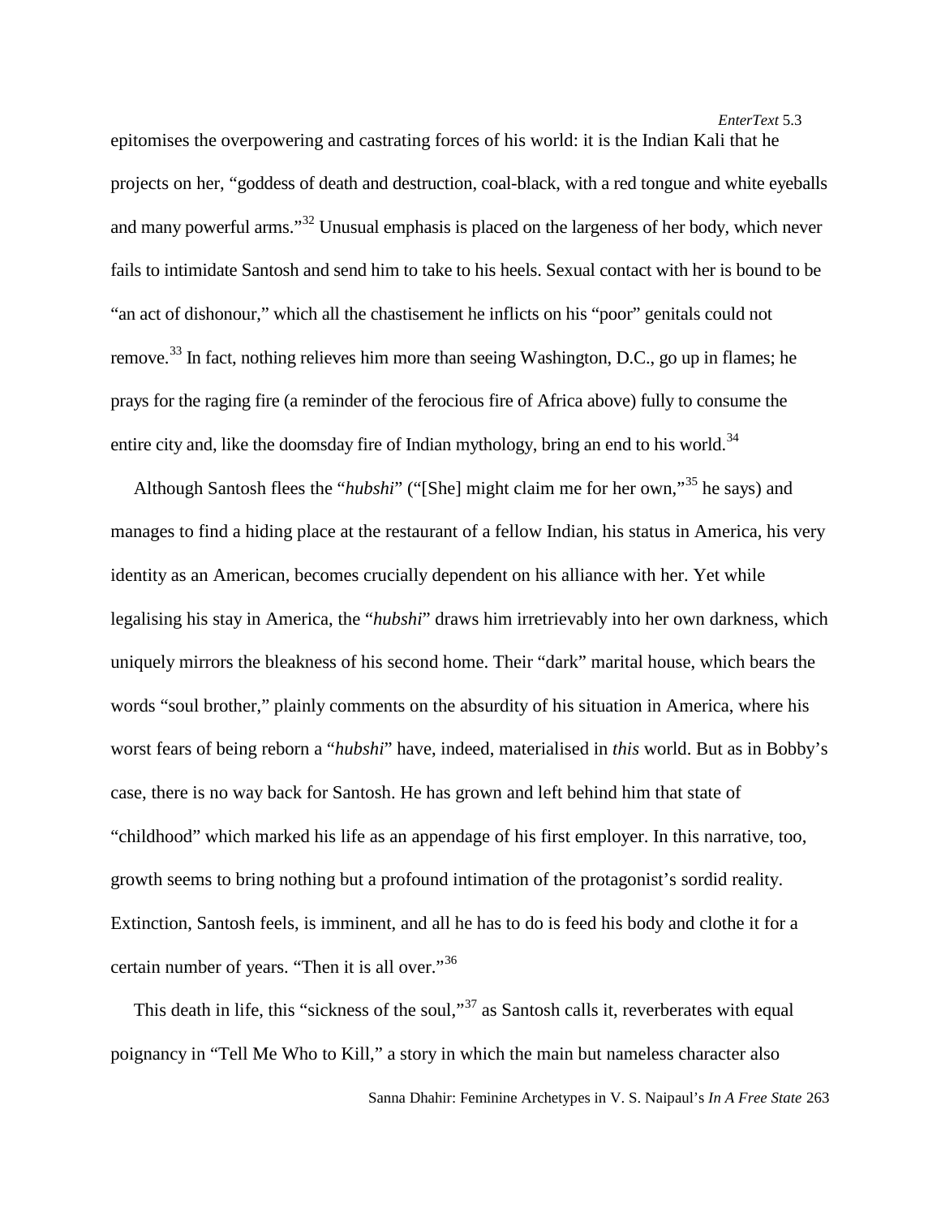epitomises the overpowering and castrating forces of his world: it is the Indian Kali that he projects on her, "goddess of death and destruction, coal-black, with a red tongue and white eyeballs and many powerful arms."[32] Unusual emphasis is placed on the largeness of her body, which never fails to intimidate Santosh and send him to take to his heels. Sexual contact with her is bound to be "an act of dishonour," which all the chastisement he inflicts on his "poor" genitals could not remove.[33] In fact, nothing relieves him more than seeing Washington, D.C., go up in flames; he prays for the raging fire (a reminder of the ferocious fire of Africa above) fully to consume the entire city and, like the doomsday fire of Indian mythology, bring an end to his world.[34]

Although Santosh flees the "*hubshi*" ("[She] might claim me for her own,"[35] he says) and manages to find a hiding place at the restaurant of a fellow Indian, his status in America, his very identity as an American, becomes crucially dependent on his alliance with her. Yet while legalising his stay in America, the "*hubshi*" draws him irretrievably into her own darkness, which uniquely mirrors the bleakness of his second home. Their "dark" marital house, which bears the words "soul brother," plainly comments on the absurdity of his situation in America, where his worst fears of being reborn a "*hubshi*" have, indeed, materialised in *this* world. But as in Bobby's case, there is no way back for Santosh. He has grown and left behind him that state of "childhood" which marked his life as an appendage of his first employer. In this narrative, too, growth seems to bring nothing but a profound intimation of the protagonist's sordid reality. Extinction, Santosh feels, is imminent, and all he has to do is feed his body and clothe it for a certain number of years. "Then it is all over."[36]

This death in life, this "sickness of the soul,"[37] as Santosh calls it, reverberates with equal poignancy in "Tell Me Who to Kill," a story in which the main but nameless character also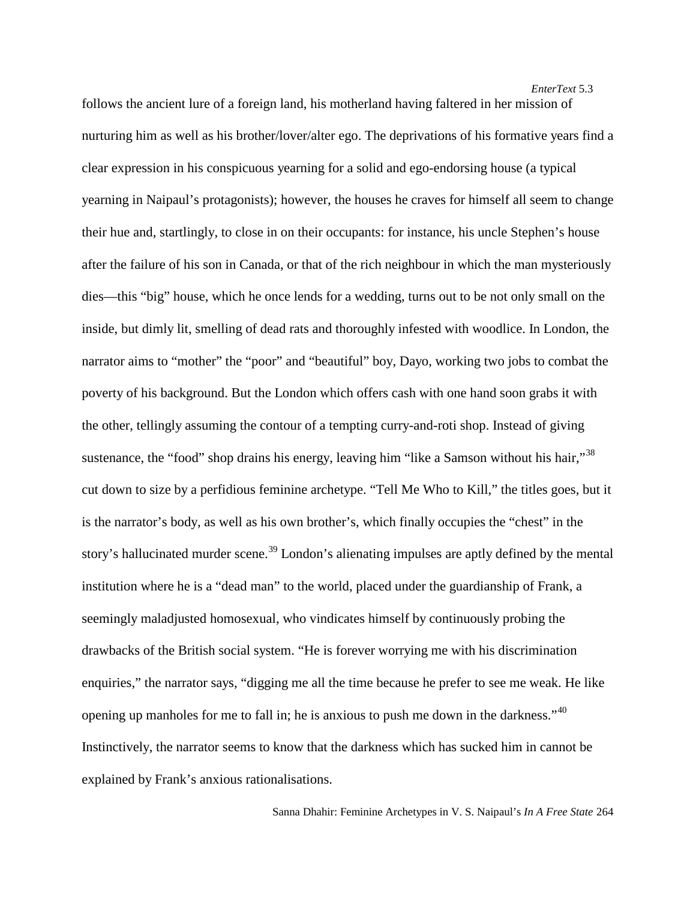follows the ancient lure of a foreign land, his motherland having faltered in her mission of nurturing him as well as his brother/lover/alter ego. The deprivations of his formative years find a clear expression in his conspicuous yearning for a solid and ego-endorsing house (a typical yearning in Naipaul's protagonists); however, the houses he craves for himself all seem to change their hue and, startlingly, to close in on their occupants: for instance, his uncle Stephen's house after the failure of his son in Canada, or that of the rich neighbour in which the man mysteriously dies—this "big" house, which he once lends for a wedding, turns out to be not only small on the inside, but dimly lit, smelling of dead rats and thoroughly infested with woodlice. In London, the narrator aims to "mother" the "poor" and "beautiful" boy, Dayo, working two jobs to combat the poverty of his background. But the London which offers cash with one hand soon grabs it with the other, tellingly assuming the contour of a tempting curry-and-roti shop. Instead of giving sustenance, the "food" shop drains his energy, leaving him "like a Samson without his hair,"[38] cut down to size by a perfidious feminine archetype. "Tell Me Who to Kill," the titles goes, but it is the narrator's body, as well as his own brother's, which finally occupies the "chest" in the story's hallucinated murder scene.[39] London's alienating impulses are aptly defined by the mental institution where he is a "dead man" to the world, placed under the guardianship of Frank, a seemingly maladjusted homosexual, who vindicates himself by continuously probing the drawbacks of the British social system. "He is forever worrying me with his discrimination enquiries," the narrator says, "digging me all the time because he prefer to see me weak. He like opening up manholes for me to fall in; he is anxious to push me down in the darkness."[40] Instinctively, the narrator seems to know that the darkness which has sucked him in cannot be explained by Frank's anxious rationalisations.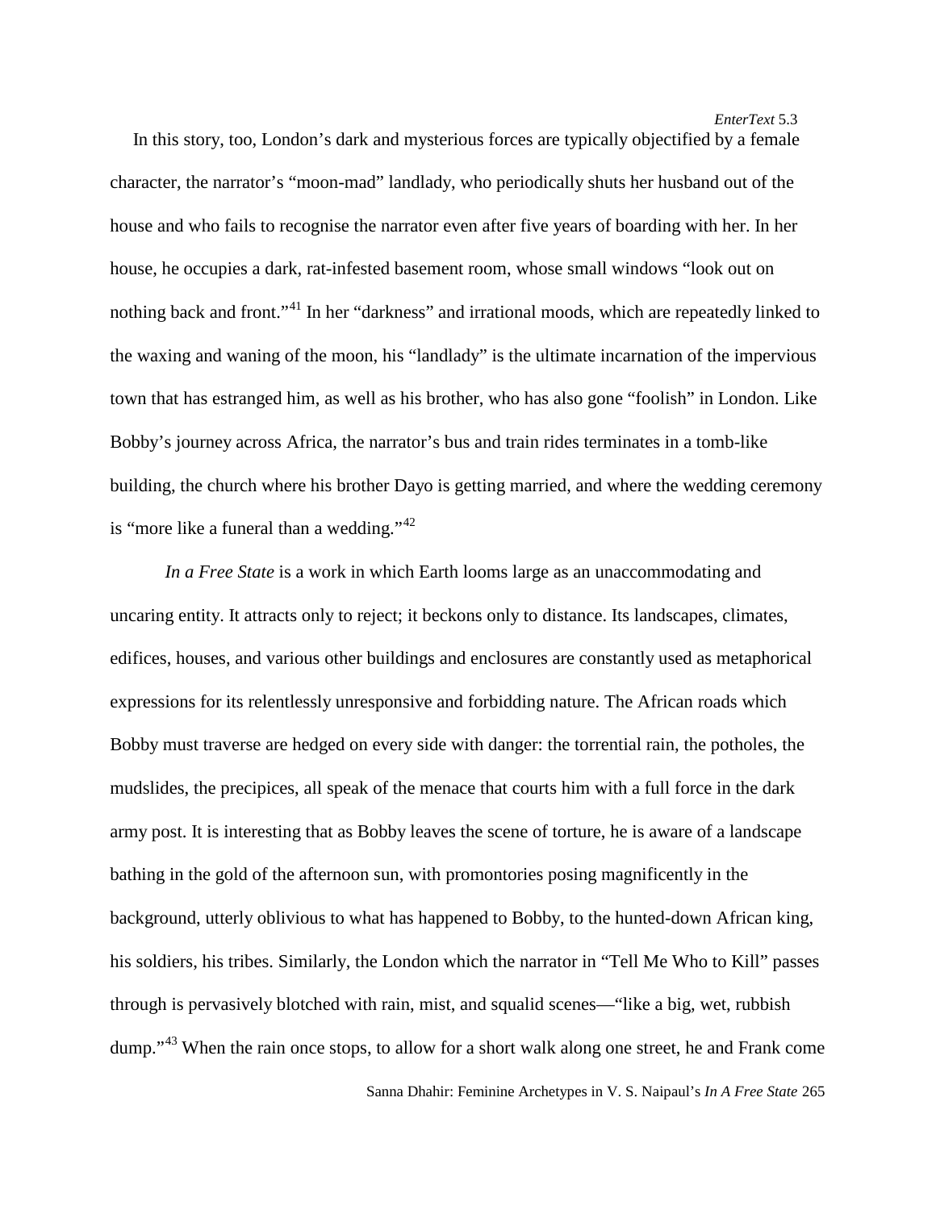In this story, too, London's dark and mysterious forces are typically objectified by a female character, the narrator's "moon-mad" landlady, who periodically shuts her husband out of the house and who fails to recognise the narrator even after five years of boarding with her. In her house, he occupies a dark, rat-infested basement room, whose small windows "look out on nothing back and front."[41] In her "darkness" and irrational moods, which are repeatedly linked to the waxing and waning of the moon, his "landlady" is the ultimate incarnation of the impervious town that has estranged him, as well as his brother, who has also gone "foolish" in London. Like Bobby's journey across Africa, the narrator's bus and train rides terminates in a tomb-like building, the church where his brother Dayo is getting married, and where the wedding ceremony is "more like a funeral than a wedding."[42]

*In a Free State* is a work in which Earth looms large as an unaccommodating and uncaring entity. It attracts only to reject; it beckons only to distance. Its landscapes, climates, edifices, houses, and various other buildings and enclosures are constantly used as metaphorical expressions for its relentlessly unresponsive and forbidding nature. The African roads which Bobby must traverse are hedged on every side with danger: the torrential rain, the potholes, the mudslides, the precipices, all speak of the menace that courts him with a full force in the dark army post. It is interesting that as Bobby leaves the scene of torture, he is aware of a landscape bathing in the gold of the afternoon sun, with promontories posing magnificently in the background, utterly oblivious to what has happened to Bobby, to the hunted-down African king, his soldiers, his tribes. Similarly, the London which the narrator in "Tell Me Who to Kill" passes through is pervasively blotched with rain, mist, and squalid scenes—"like a big, wet, rubbish dump."[43] When the rain once stops, to allow for a short walk along one street, he and Frank come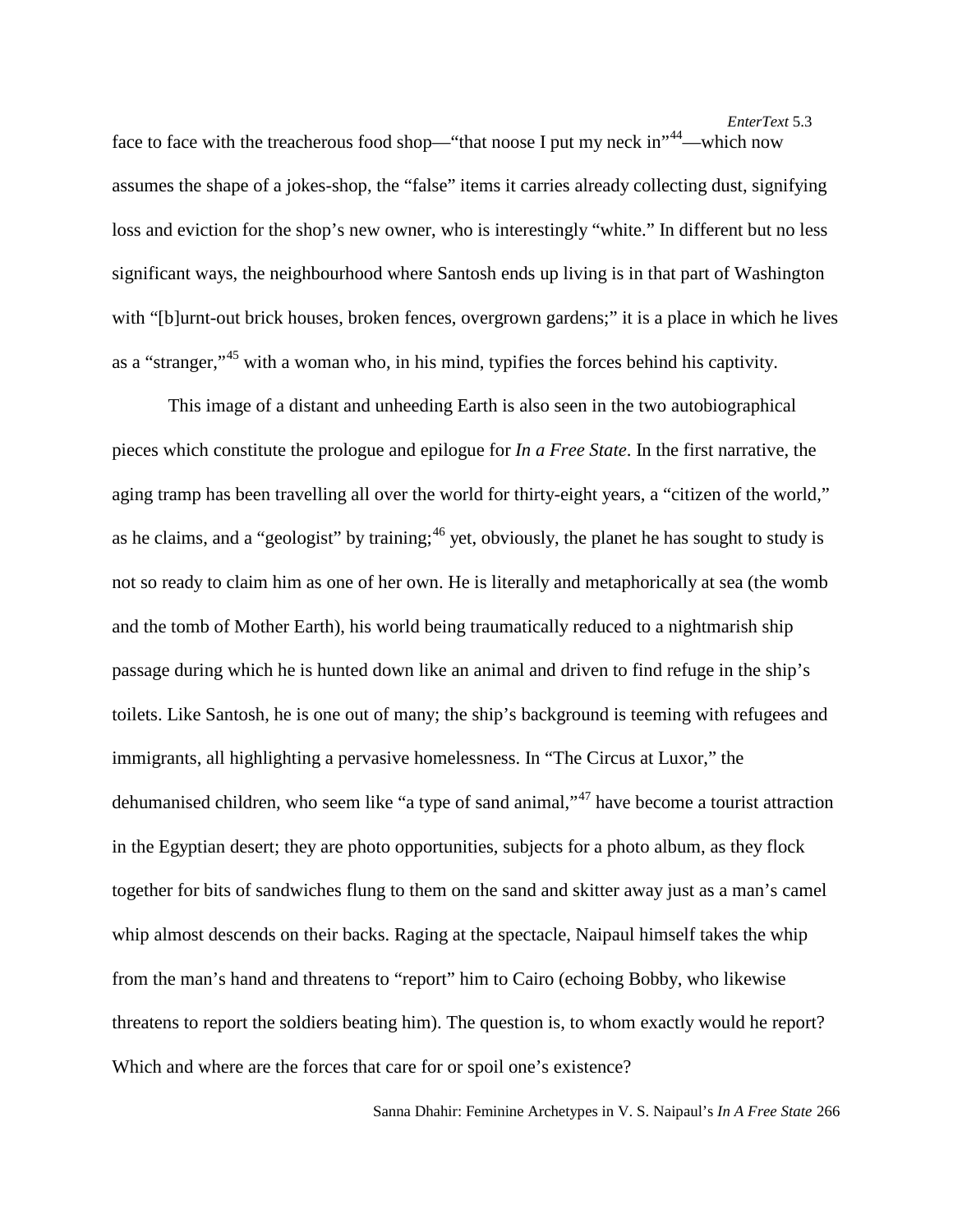face to face with the treacherous food shop—"that noose I put my neck in"[44]—which now assumes the shape of a jokes-shop, the "false" items it carries already collecting dust, signifying loss and eviction for the shop's new owner, who is interestingly "white." In different but no less significant ways, the neighbourhood where Santosh ends up living is in that part of Washington with "[b]urnt-out brick houses, broken fences, overgrown gardens;" it is a place in which he lives as a "stranger,"[45] with a woman who, in his mind, typifies the forces behind his captivity.

This image of a distant and unheeding Earth is also seen in the two autobiographical pieces which constitute the prologue and epilogue for *In a Free State*. In the first narrative, the aging tramp has been travelling all over the world for thirty-eight years, a "citizen of the world," as he claims, and a "geologist" by training;[46] yet, obviously, the planet he has sought to study is not so ready to claim him as one of her own. He is literally and metaphorically at sea (the womb and the tomb of Mother Earth), his world being traumatically reduced to a nightmarish ship passage during which he is hunted down like an animal and driven to find refuge in the ship's toilets. Like Santosh, he is one out of many; the ship's background is teeming with refugees and immigrants, all highlighting a pervasive homelessness. In "The Circus at Luxor," the dehumanised children, who seem like "a type of sand animal,"[47] have become a tourist attraction in the Egyptian desert; they are photo opportunities, subjects for a photo album, as they flock together for bits of sandwiches flung to them on the sand and skitter away just as a man's camel whip almost descends on their backs. Raging at the spectacle, Naipaul himself takes the whip from the man's hand and threatens to "report" him to Cairo (echoing Bobby, who likewise threatens to report the soldiers beating him). The question is, to whom exactly would he report? Which and where are the forces that care for or spoil one's existence?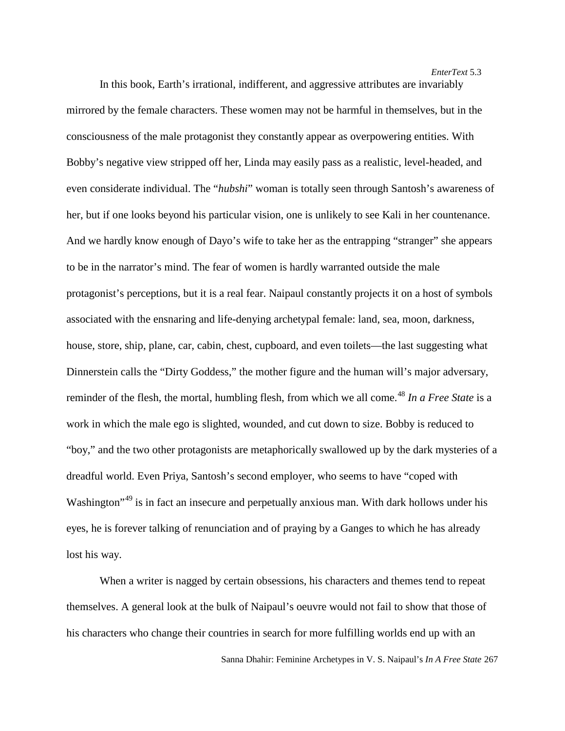In this book, Earth's irrational, indifferent, and aggressive attributes are invariably mirrored by the female characters. These women may not be harmful in themselves, but in the consciousness of the male protagonist they constantly appear as overpowering entities. With Bobby's negative view stripped off her, Linda may easily pass as a realistic, level-headed, and even considerate individual. The "*hubshi*" woman is totally seen through Santosh's awareness of her, but if one looks beyond his particular vision, one is unlikely to see Kali in her countenance. And we hardly know enough of Dayo's wife to take her as the entrapping "stranger" she appears to be in the narrator's mind. The fear of women is hardly warranted outside the male protagonist's perceptions, but it is a real fear. Naipaul constantly projects it on a host of symbols associated with the ensnaring and life-denying archetypal female: land, sea, moon, darkness, house, store, ship, plane, car, cabin, chest, cupboard, and even toilets—the last suggesting what Dinnerstein calls the "Dirty Goddess," the mother figure and the human will's major adversary, reminder of the flesh, the mortal, humbling flesh, from which we all come.[48] *In a Free State* is a work in which the male ego is slighted, wounded, and cut down to size. Bobby is reduced to "boy," and the two other protagonists are metaphorically swallowed up by the dark mysteries of a dreadful world. Even Priya, Santosh's second employer, who seems to have "coped with Washington"[49] is in fact an insecure and perpetually anxious man. With dark hollows under his eyes, he is forever talking of renunciation and of praying by a Ganges to which he has already lost his way.

When a writer is nagged by certain obsessions, his characters and themes tend to repeat themselves. A general look at the bulk of Naipaul's oeuvre would not fail to show that those of his characters who change their countries in search for more fulfilling worlds end up with an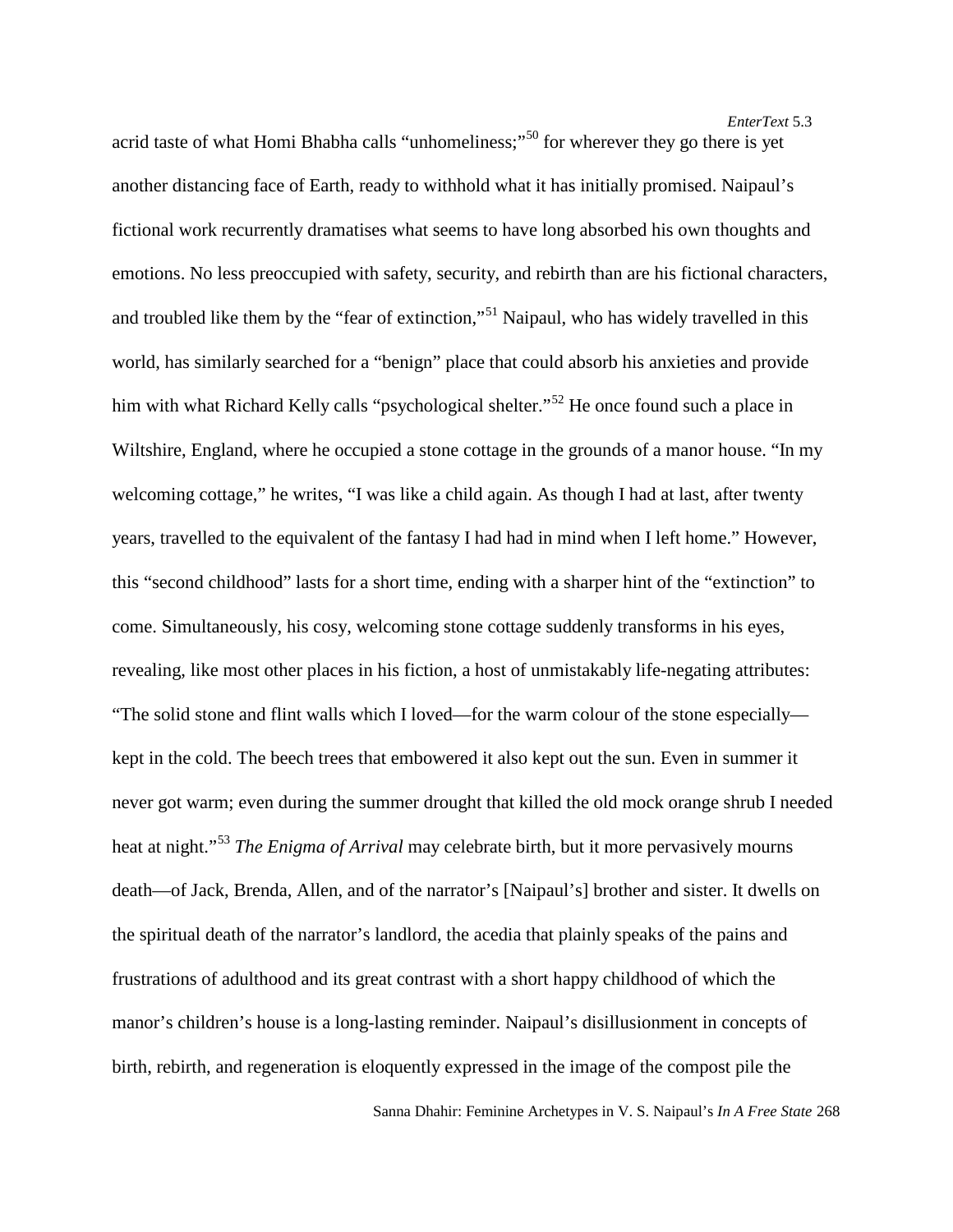acrid taste of what Homi Bhabha calls "unhomeliness;"[50] for wherever they go there is yet another distancing face of Earth, ready to withhold what it has initially promised. Naipaul's fictional work recurrently dramatises what seems to have long absorbed his own thoughts and emotions. No less preoccupied with safety, security, and rebirth than are his fictional characters, and troubled like them by the "fear of extinction,"[51] Naipaul, who has widely travelled in this world, has similarly searched for a "benign" place that could absorb his anxieties and provide him with what Richard Kelly calls "psychological shelter."[52] He once found such a place in Wiltshire, England, where he occupied a stone cottage in the grounds of a manor house. "In my welcoming cottage," he writes, "I was like a child again. As though I had at last, after twenty years, travelled to the equivalent of the fantasy I had had in mind when I left home." However, this "second childhood" lasts for a short time, ending with a sharper hint of the "extinction" to come. Simultaneously, his cosy, welcoming stone cottage suddenly transforms in his eyes, revealing, like most other places in his fiction, a host of unmistakably life-negating attributes: "The solid stone and flint walls which I loved—for the warm colour of the stone especially—kept in the cold. The beech trees that embowered it also kept out the sun. Even in summer it never got warm; even during the summer drought that killed the old mock orange shrub I needed heat at night."[53] *The Enigma of Arrival* may celebrate birth, but it more pervasively mourns death—of Jack, Brenda, Allen, and of the narrator's [Naipaul's] brother and sister. It dwells on the spiritual death of the narrator's landlord, the acedia that plainly speaks of the pains and frustrations of adulthood and its great contrast with a short happy childhood of which the manor's children's house is a long-lasting reminder. Naipaul's disillusionment in concepts of birth, rebirth, and regeneration is eloquently expressed in the image of the compost pile the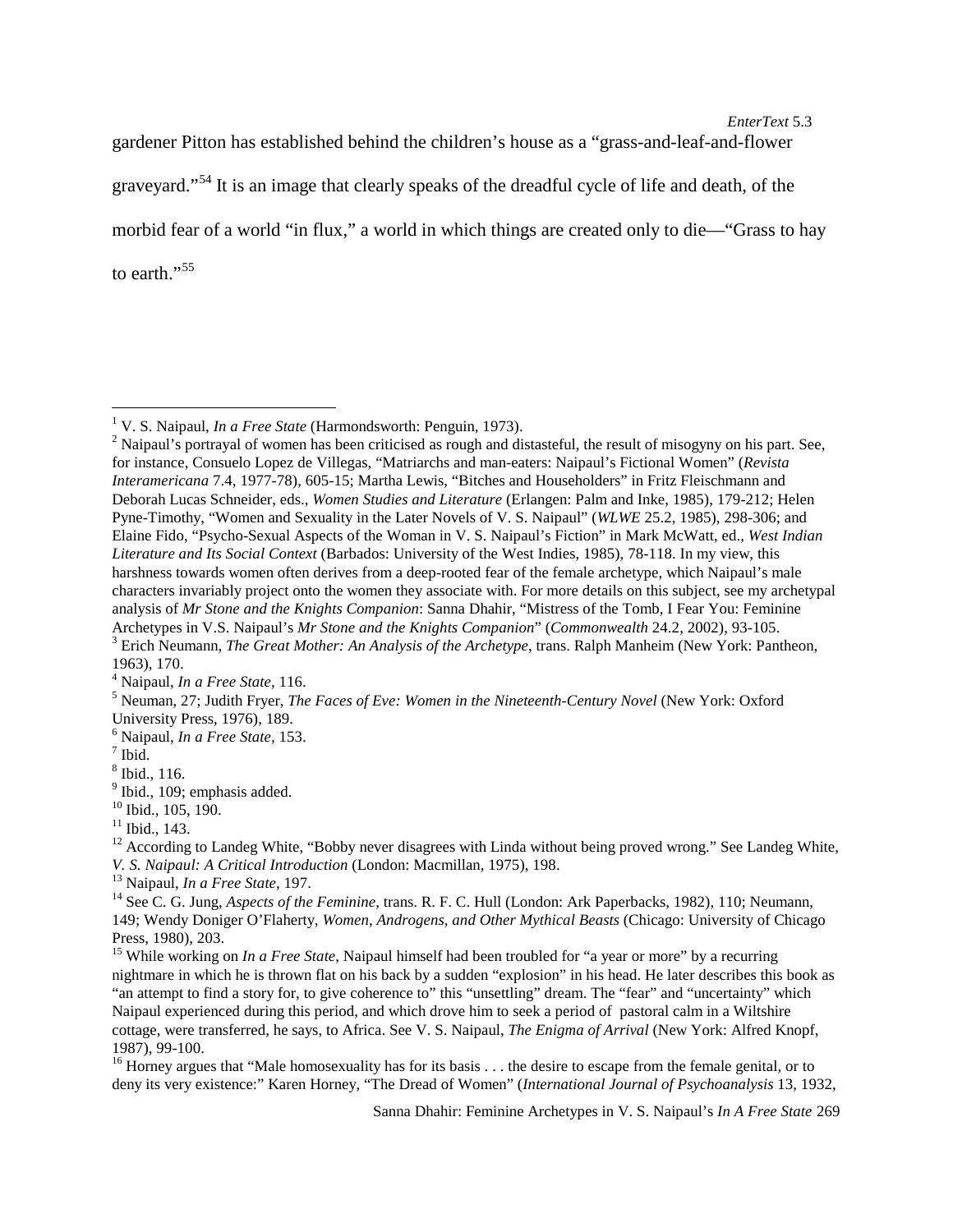gardener Pitton has established behind the children's house as a "grass-and-leaf-and-flower graveyard."[54] It is an image that clearly speaks of the dreadful cycle of life and death, of the morbid fear of a world "in flux," a world in which things are created only to die—"Grass to hay to earth."[55]

---

[1] V. S. Naipaul, *In a Free State* (Harmondsworth: Penguin, 1973).

[2] Naipaul's portrayal of women has been criticised as rough and distasteful, the result of misogyny on his part. See, for instance, Consuelo Lopez de Villegas, "Matriarchs and man-eaters: Naipaul's Fictional Women" (*Revista Interamericana* 7.4, 1977-78), 605-15; Martha Lewis, "Bitches and Householders" in Fritz Fleischmann and Deborah Lucas Schneider, eds., *Women Studies and Literature* (Erlangen: Palm and Inke, 1985), 179-212; Helen Pyne-Timothy, "Women and Sexuality in the Later Novels of V. S. Naipaul" (*WLWE* 25.2, 1985), 298-306; and Elaine Fido, "Psycho-Sexual Aspects of the Woman in V. S. Naipaul's Fiction" in Mark McWatt, ed., *West Indian Literature and Its Social Context* (Barbados: University of the West Indies, 1985), 78-118. In my view, this harshness towards women often derives from a deep-rooted fear of the female archetype, which Naipaul's male characters invariably project onto the women they associate with. For more details on this subject, see my archetypal analysis of *Mr Stone and the Knights Companion*: Sanna Dhahir, "Mistress of the Tomb, I Fear You: Feminine Archetypes in V.S. Naipaul's *Mr Stone and the Knights Companion*" (*Commonwealth* 24.2, 2002), 93-105.

[3] Erich Neumann, *The Great Mother: An Analysis of the Archetype*, trans. Ralph Manheim (New York: Pantheon, 1963), 170.

[4] Naipaul, *In a Free State*, 116.

[5] Neuman, 27; Judith Fryer, *The Faces of Eve: Women in the Nineteenth-Century Novel* (New York: Oxford University Press, 1976), 189.

[6] Naipaul, *In a Free State*, 153.

[7] Ibid.

[8] Ibid., 116.

[9] Ibid., 109; emphasis added.

[10] Ibid., 105, 190.

[11] Ibid., 143.

[12] According to Landeg White, "Bobby never disagrees with Linda without being proved wrong." See Landeg White, *V. S. Naipaul: A Critical Introduction* (London: Macmillan, 1975), 198.

[13] Naipaul, *In a Free State*, 197.

[14] See C. G. Jung, *Aspects of the Feminine*, trans. R. F. C. Hull (London: Ark Paperbacks, 1982), 110; Neumann, 149; Wendy Doniger O'Flaherty, *Women, Androgens, and Other Mythical Beasts* (Chicago: University of Chicago Press, 1980), 203.

[15] While working on *In a Free State*, Naipaul himself had been troubled for "a year or more" by a recurring nightmare in which he is thrown flat on his back by a sudden "explosion" in his head. He later describes this book as "an attempt to find a story for, to give coherence to" this "unsettling" dream. The "fear" and "uncertainty" which Naipaul experienced during this period, and which drove him to seek a period of pastoral calm in a Wiltshire cottage, were transferred, he says, to Africa. See V. S. Naipaul, *The Enigma of Arrival* (New York: Alfred Knopf, 1987), 99-100.

[16] Horney argues that "Male homosexuality has for its basis . . . the desire to escape from the female genital, or to deny its very existence:" Karen Horney, "The Dread of Women" (*International Journal of Psychoanalysis* 13, 1932,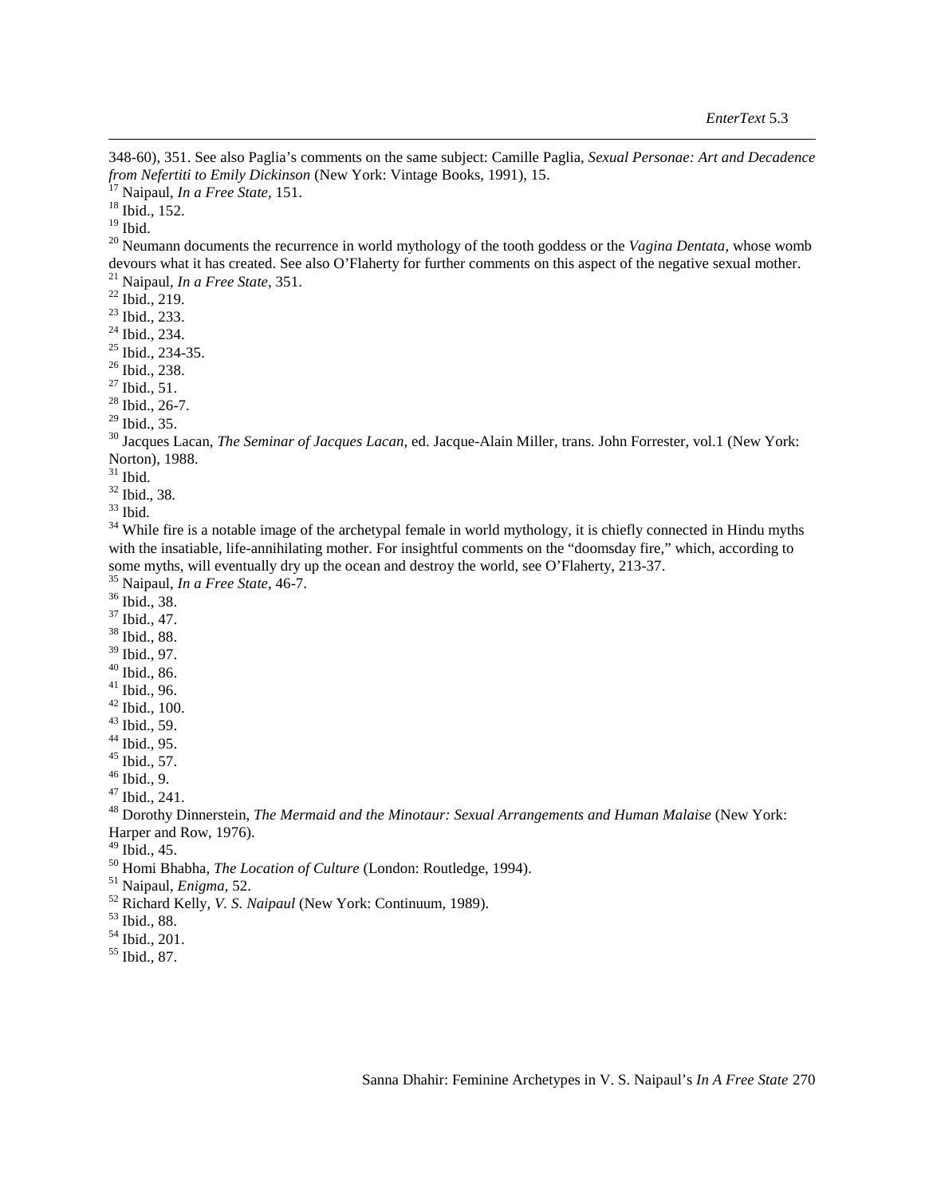348-60), 351. See also Paglia's comments on the same subject: Camille Paglia, *Sexual Personae: Art and Decadence from Nefertiti to Emily Dickinson* (New York: Vintage Books, 1991), 15.

[17] Naipaul, *In a Free State*, 151.

[18] Ibid., 152.

[19] Ibid.

[20] Neumann documents the recurrence in world mythology of the tooth goddess or the *Vagina Dentata*, whose womb devours what it has created. See also O'Flaherty for further comments on this aspect of the negative sexual mother.

[21] Naipaul, *In a Free State*, 351.

[22] Ibid., 219.

[23] Ibid., 233.

[24] Ibid., 234.

[25] Ibid., 234-35.

[26] Ibid., 238.

[27] Ibid., 51.

[28] Ibid., 26-7.

[29] Ibid., 35.

[30] Jacques Lacan, *The Seminar of Jacques Lacan*, ed. Jacque-Alain Miller, trans. John Forrester, vol.1 (New York: Norton), 1988.

[31] Ibid.

[32] Ibid., 38.

[33] Ibid.

[34] While fire is a notable image of the archetypal female in world mythology, it is chiefly connected in Hindu myths with the insatiable, life-annihilating mother. For insightful comments on the "doomsday fire," which, according to some myths, will eventually dry up the ocean and destroy the world, see O'Flaherty, 213-37.

[35] Naipaul, *In a Free State*, 46-7.

[36] Ibid., 38.

[37] Ibid., 47.

[38] Ibid., 88.

[39] Ibid., 97.

[40] Ibid., 86.

[41] Ibid., 96.

[42] Ibid., 100.

[43] Ibid., 59.

[44] Ibid., 95.

[45] Ibid., 57.

[46] Ibid., 9.

[47] Ibid., 241.

[48] Dorothy Dinnerstein, *The Mermaid and the Minotaur: Sexual Arrangements and Human Malaise* (New York: Harper and Row, 1976).

[49] Ibid., 45.

[50] Homi Bhabha, *The Location of Culture* (London: Routledge, 1994).

[51] Naipaul, *Enigma*, 52.

[52] Richard Kelly, *V. S. Naipaul* (New York: Continuum, 1989).

[53] Ibid., 88.

[54] Ibid., 201.

[55] Ibid., 87.